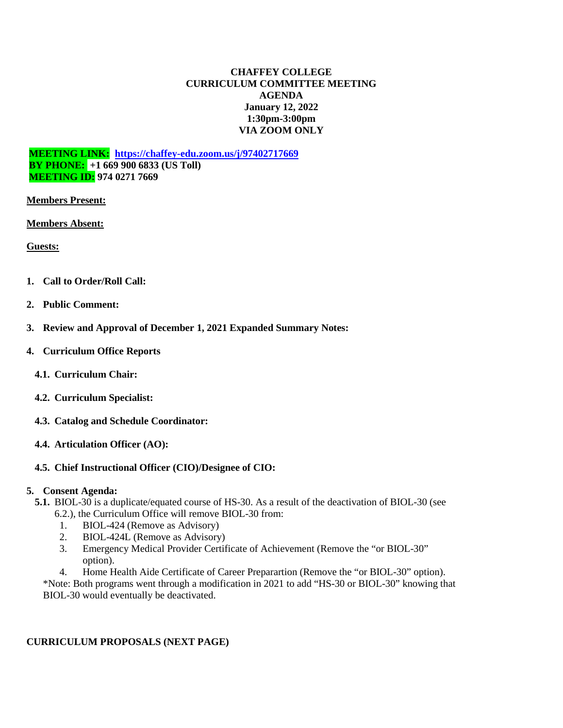# CHAFFEY COLLEGE
## CURRICULUM COMMITTEE MEETING
## AGENDA
**January 12, 2022**
**1:30pm-3:00pm**
**VIA ZOOM ONLY**

**MEETING LINK:** **https://chaffey-edu.zoom.us/j/97402717669**
**BY PHONE:** **+1 669 900 6833 (US Toll)**
**MEETING ID:** **974 0271 7669**

**Members Present:**

**Members Absent:**

**Guests:**

1. **Call to Order/Roll Call:**

2. **Public Comment:**

3. **Review and Approval of December 1, 2021 Expanded Summary Notes:**

4. **Curriculum Office Reports**

   **4.1. Curriculum Chair:**

   **4.2. Curriculum Specialist:**

   **4.3. Catalog and Schedule Coordinator:**

   **4.4. Articulation Officer (AO):**

   **4.5. Chief Instructional Officer (CIO)/Designee of CIO:**

5. **Consent Agenda:**

   **5.1.** BIOL-30 is a duplicate/equated course of HS-30. As a result of the deactivation of BIOL-30 (see 6.2.), the Curriculum Office will remove BIOL-30 from:
   1. BIOL-424 (Remove as Advisory)
   2. BIOL-424L (Remove as Advisory)
   3. Emergency Medical Provider Certificate of Achievement (Remove the "or BIOL-30" option).
   4. Home Health Aide Certificate of Career Preparartion (Remove the "or BIOL-30" option).

   *Note: Both programs went through a modification in 2021 to add "HS-30 or BIOL-30" knowing that BIOL-30 would eventually be deactivated.

**CURRICULUM PROPOSALS (NEXT PAGE)**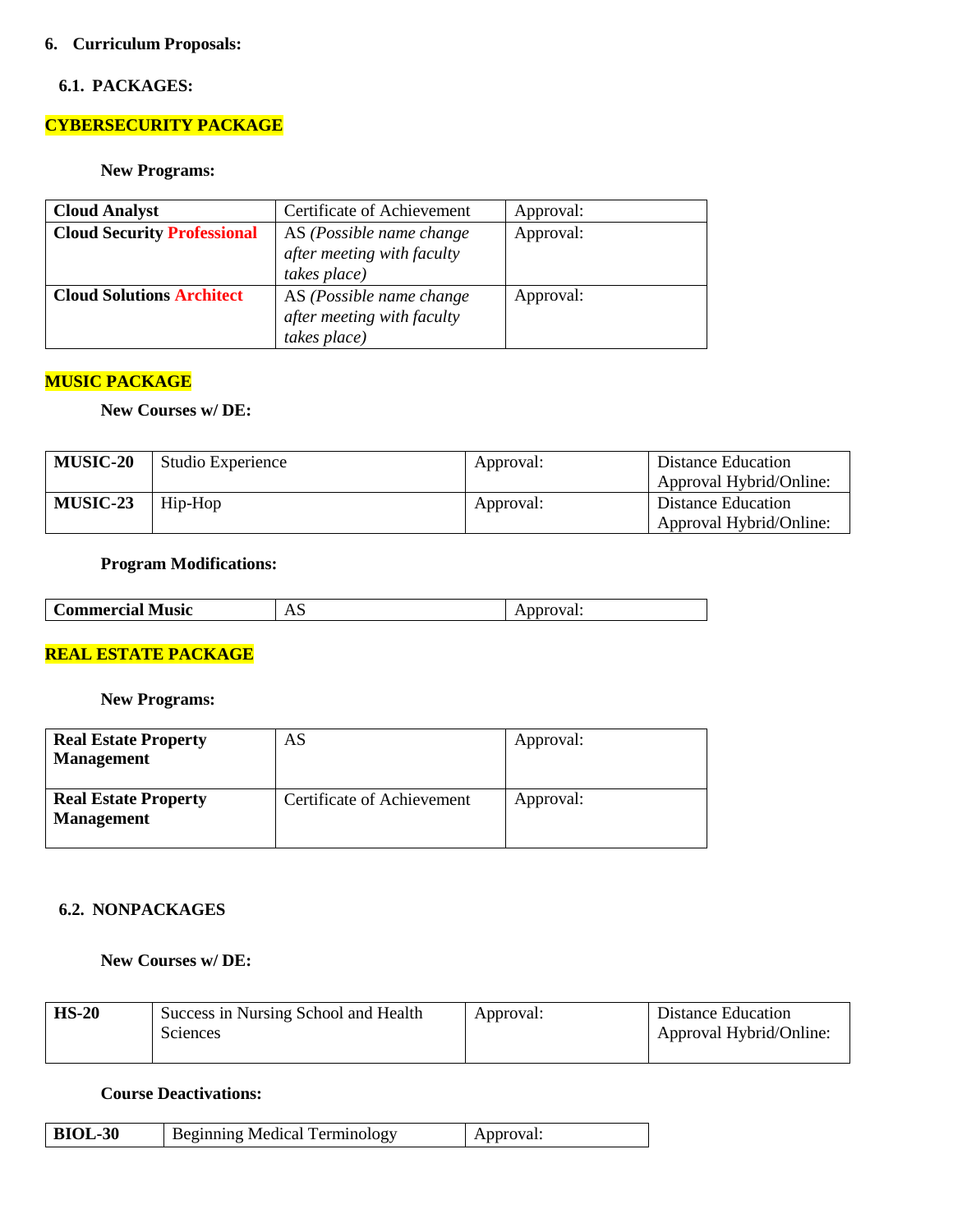**6. Curriculum Proposals:**

**6.1. PACKAGES:**

**CYBERSECURITY PACKAGE**

**New Programs:**

| **Cloud Analyst** | Certificate of Achievement | Approval: |
|---|---|---|
| **Cloud Security Professional** | AS *(Possible name change after meeting with faculty takes place)* | Approval: |
| **Cloud Solutions Architect** | AS *(Possible name change after meeting with faculty takes place)* | Approval: |

**MUSIC PACKAGE**

**New Courses w/ DE:**

| **MUSIC-20** | Studio Experience | Approval: | Distance Education Approval Hybrid/Online: |
|---|---|---|---|
| **MUSIC-23** | Hip-Hop | Approval: | Distance Education Approval Hybrid/Online: |

**Program Modifications:**

| **Commercial Music** | AS | Approval: |
|---|---|---|

**REAL ESTATE PACKAGE**

**New Programs:**

| **Real Estate Property Management** | AS | Approval: |
|---|---|---|
| **Real Estate Property Management** | Certificate of Achievement | Approval: |

**6.2. NONPACKAGES**

**New Courses w/ DE:**

| **HS-20** | Success in Nursing School and Health Sciences | Approval: | Distance Education Approval Hybrid/Online: |
|---|---|---|---|

**Course Deactivations:**

| **BIOL-30** | Beginning Medical Terminology | Approval: |
|---|---|---|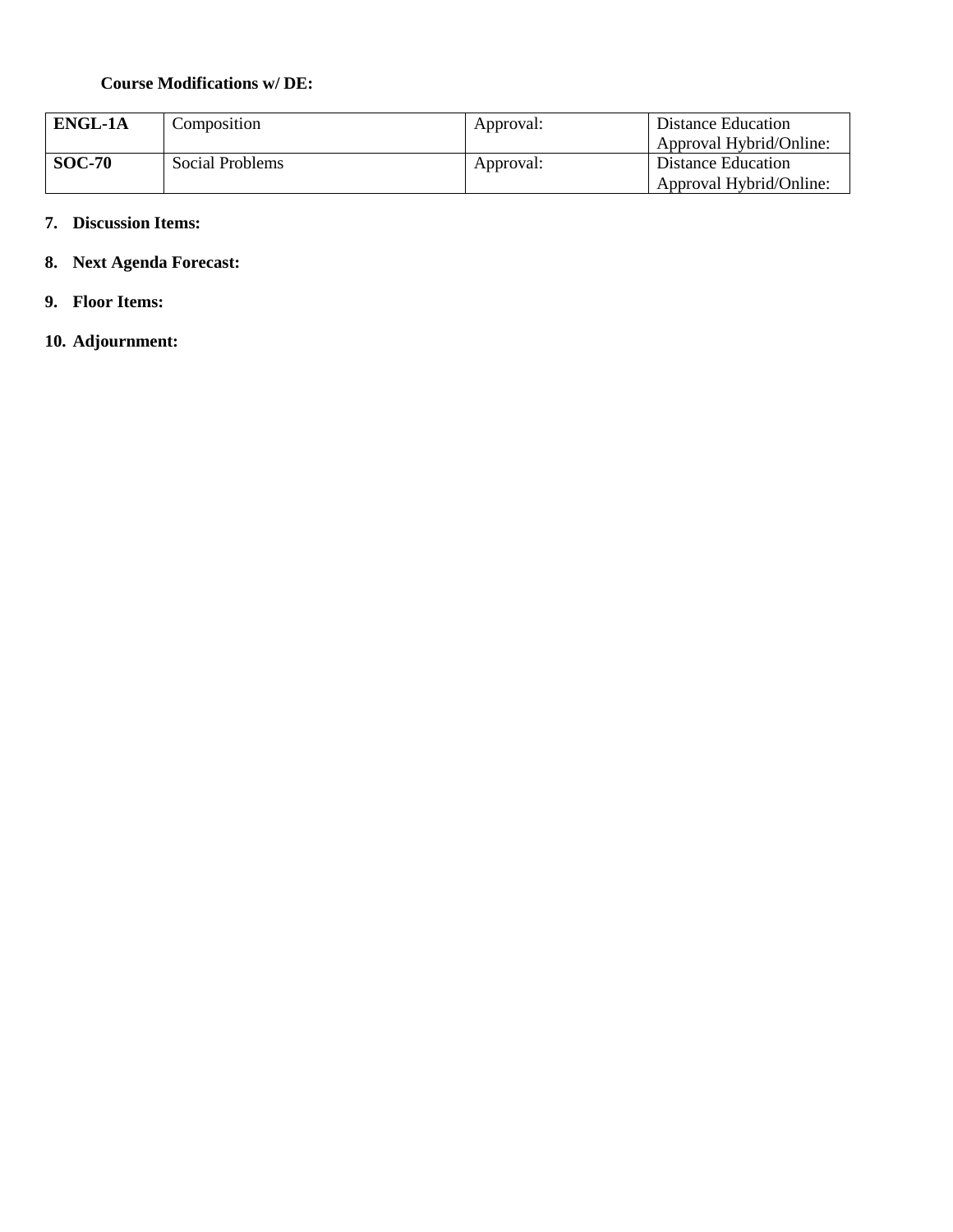**Course Modifications w/ DE:**

| | | | |
|---|---|---|---|
| **ENGL-1A** | Composition | Approval: | Distance Education Approval Hybrid/Online: |
| **SOC-70** | Social Problems | Approval: | Distance Education Approval Hybrid/Online: |

**7. Discussion Items:**

**8. Next Agenda Forecast:**

**9. Floor Items:**

**10. Adjournment:**